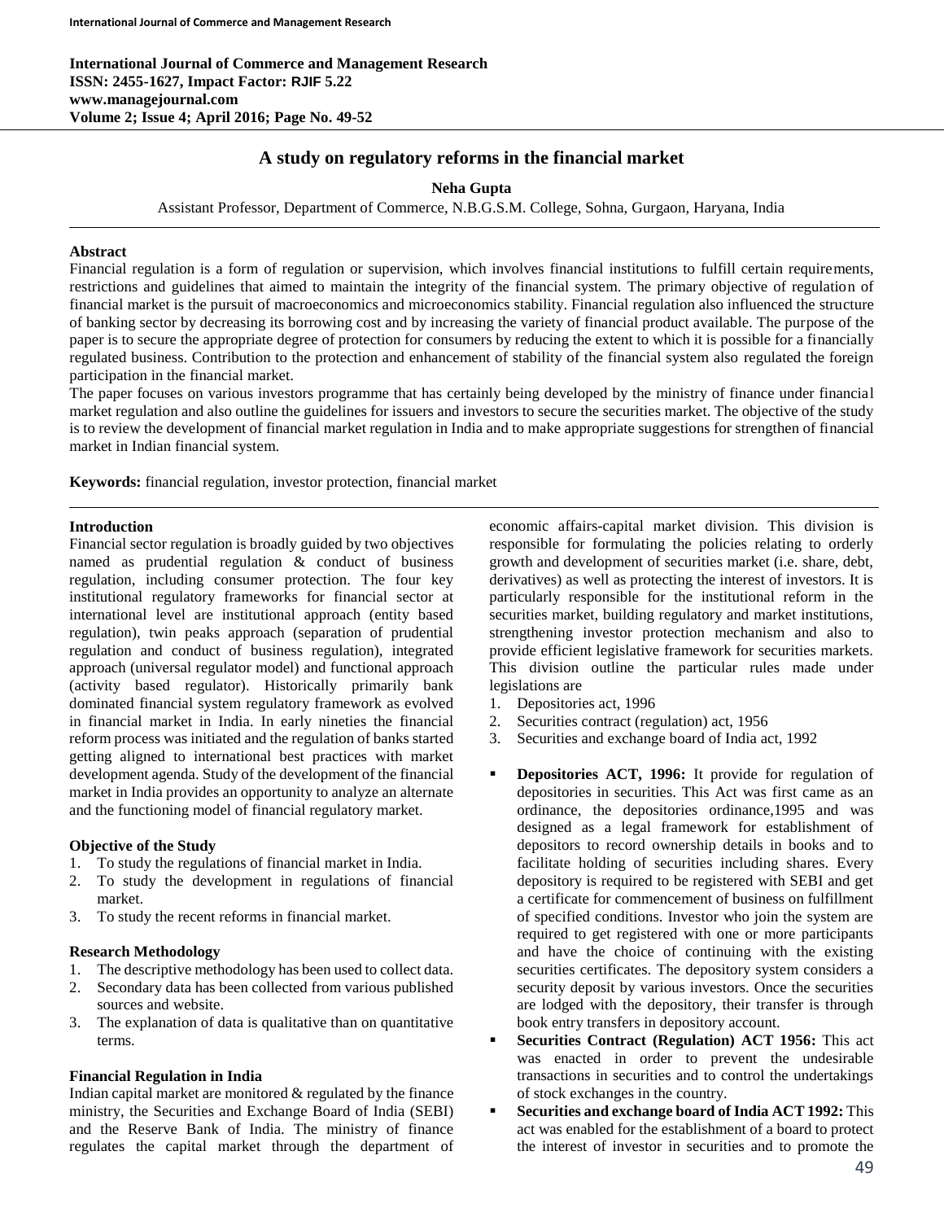# A study on regulatory reforms in the financial market

**Neha Gupta**

Assistant Professor, Department of Commerce, N.B.G.S.M. College, Sohna, Gurgaon, Haryana, India

## Abstract

Financial regulation is a form of regulation or supervision, which involves financial institutions to fulfill certain requirements, restrictions and guidelines that aimed to maintain the integrity of the financial system. The primary objective of regulation of financial market is the pursuit of macroeconomics and microeconomics stability. Financial regulation also influenced the structure of banking sector by decreasing its borrowing cost and by increasing the variety of financial product available. The purpose of the paper is to secure the appropriate degree of protection for consumers by reducing the extent to which it is possible for a financially regulated business. Contribution to the protection and enhancement of stability of the financial system also regulated the foreign participation in the financial market.

The paper focuses on various investors programme that has certainly being developed by the ministry of finance under financial market regulation and also outline the guidelines for issuers and investors to secure the securities market. The objective of the study is to review the development of financial market regulation in India and to make appropriate suggestions for strengthen of financial market in Indian financial system.

**Keywords:** financial regulation, investor protection, financial market

## Introduction

Financial sector regulation is broadly guided by two objectives named as prudential regulation & conduct of business regulation, including consumer protection. The four key institutional regulatory frameworks for financial sector at international level are institutional approach (entity based regulation), twin peaks approach (separation of prudential regulation and conduct of business regulation), integrated approach (universal regulator model) and functional approach (activity based regulator). Historically primarily bank dominated financial system regulatory framework as evolved in financial market in India. In early nineties the financial reform process was initiated and the regulation of banks started getting aligned to international best practices with market development agenda. Study of the development of the financial market in India provides an opportunity to analyze an alternate and the functioning model of financial regulatory market.

### Objective of the Study

1. To study the regulations of financial market in India.
2. To study the development in regulations of financial market.
3. To study the recent reforms in financial market.

### Research Methodology

1. The descriptive methodology has been used to collect data.
2. Secondary data has been collected from various published sources and website.
3. The explanation of data is qualitative than on quantitative terms.

### Financial Regulation in India

Indian capital market are monitored & regulated by the finance ministry, the Securities and Exchange Board of India (SEBI) and the Reserve Bank of India. The ministry of finance regulates the capital market through the department of economic affairs-capital market division. This division is responsible for formulating the policies relating to orderly growth and development of securities market (i.e. share, debt, derivatives) as well as protecting the interest of investors. It is particularly responsible for the institutional reform in the securities market, building regulatory and market institutions, strengthening investor protection mechanism and also to provide efficient legislative framework for securities markets. This division outline the particular rules made under legislations are

1. Depositories act, 1996
2. Securities contract (regulation) act, 1956
3. Securities and exchange board of India act, 1992

- **Depositories ACT, 1996:** It provide for regulation of depositories in securities. This Act was first came as an ordinance, the depositories ordinance,1995 and was designed as a legal framework for establishment of depositors to record ownership details in books and to facilitate holding of securities including shares. Every depository is required to be registered with SEBI and get a certificate for commencement of business on fulfillment of specified conditions. Investor who join the system are required to get registered with one or more participants and have the choice of continuing with the existing securities certificates. The depository system considers a security deposit by various investors. Once the securities are lodged with the depository, their transfer is through book entry transfers in depository account.
- **Securities Contract (Regulation) ACT 1956:** This act was enacted in order to prevent the undesirable transactions in securities and to control the undertakings of stock exchanges in the country.
- **Securities and exchange board of India ACT 1992:** This act was enabled for the establishment of a board to protect the interest of investor in securities and to promote the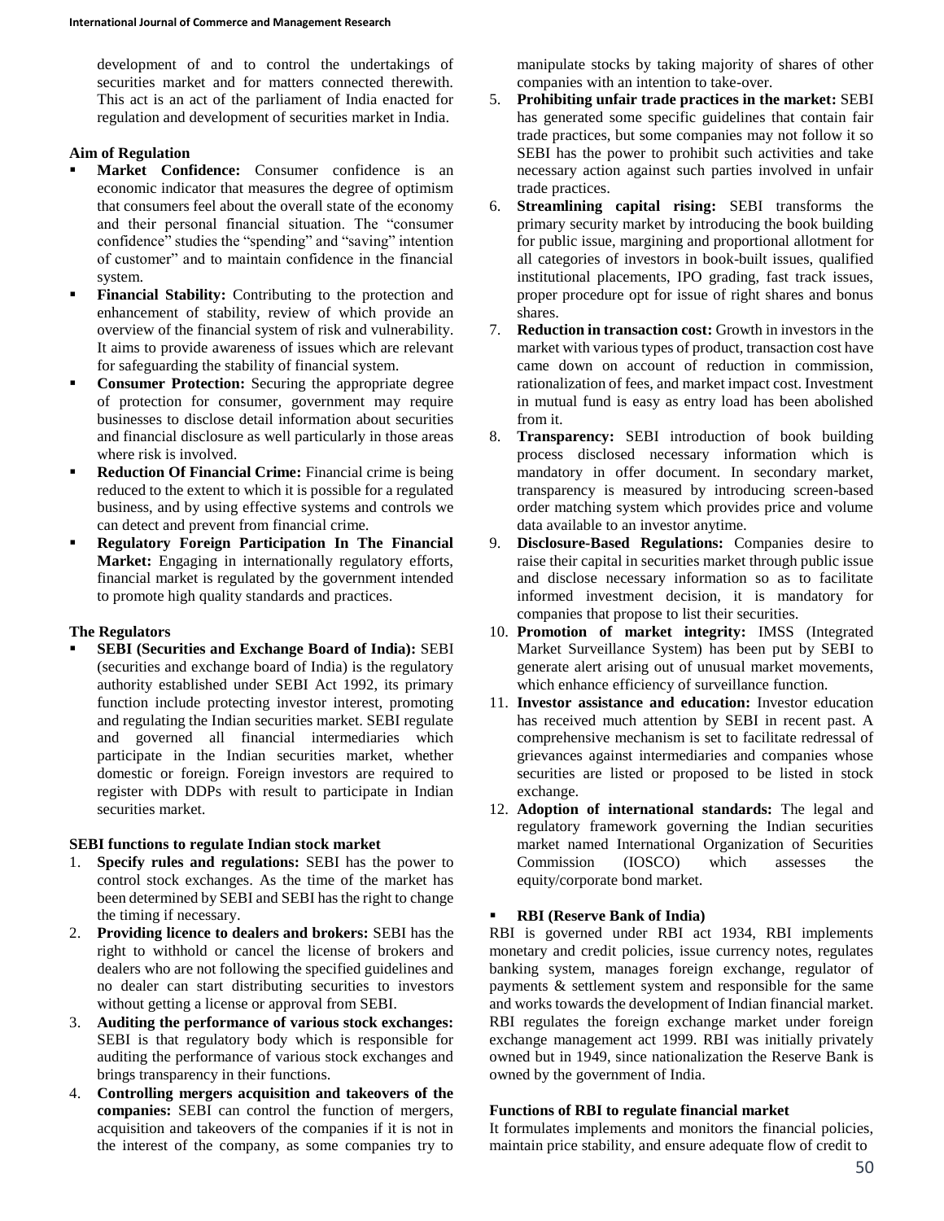development of and to control the undertakings of securities market and for matters connected therewith. This act is an act of the parliament of India enacted for regulation and development of securities market in India.

**Aim of Regulation**

- **Market Confidence:** Consumer confidence is an economic indicator that measures the degree of optimism that consumers feel about the overall state of the economy and their personal financial situation. The "consumer confidence" studies the "spending" and "saving" intention of customer" and to maintain confidence in the financial system.
- **Financial Stability:** Contributing to the protection and enhancement of stability, review of which provide an overview of the financial system of risk and vulnerability. It aims to provide awareness of issues which are relevant for safeguarding the stability of financial system.
- **Consumer Protection:** Securing the appropriate degree of protection for consumer, government may require businesses to disclose detail information about securities and financial disclosure as well particularly in those areas where risk is involved.
- **Reduction Of Financial Crime:** Financial crime is being reduced to the extent to which it is possible for a regulated business, and by using effective systems and controls we can detect and prevent from financial crime.
- **Regulatory Foreign Participation In The Financial Market:** Engaging in internationally regulatory efforts, financial market is regulated by the government intended to promote high quality standards and practices.

**The Regulators**

- **SEBI (Securities and Exchange Board of India):** SEBI (securities and exchange board of India) is the regulatory authority established under SEBI Act 1992, its primary function include protecting investor interest, promoting and regulating the Indian securities market. SEBI regulate and governed all financial intermediaries which participate in the Indian securities market, whether domestic or foreign. Foreign investors are required to register with DDPs with result to participate in Indian securities market.

**SEBI functions to regulate Indian stock market**

1. **Specify rules and regulations:** SEBI has the power to control stock exchanges. As the time of the market has been determined by SEBI and SEBI has the right to change the timing if necessary.
2. **Providing licence to dealers and brokers:** SEBI has the right to withhold or cancel the license of brokers and dealers who are not following the specified guidelines and no dealer can start distributing securities to investors without getting a license or approval from SEBI.
3. **Auditing the performance of various stock exchanges:** SEBI is that regulatory body which is responsible for auditing the performance of various stock exchanges and brings transparency in their functions.
4. **Controlling mergers acquisition and takeovers of the companies:** SEBI can control the function of mergers, acquisition and takeovers of the companies if it is not in the interest of the company, as some companies try to manipulate stocks by taking majority of shares of other companies with an intention to take-over.
5. **Prohibiting unfair trade practices in the market:** SEBI has generated some specific guidelines that contain fair trade practices, but some companies may not follow it so SEBI has the power to prohibit such activities and take necessary action against such parties involved in unfair trade practices.
6. **Streamlining capital rising:** SEBI transforms the primary security market by introducing the book building for public issue, margining and proportional allotment for all categories of investors in book-built issues, qualified institutional placements, IPO grading, fast track issues, proper procedure opt for issue of right shares and bonus shares.
7. **Reduction in transaction cost:** Growth in investors in the market with various types of product, transaction cost have came down on account of reduction in commission, rationalization of fees, and market impact cost. Investment in mutual fund is easy as entry load has been abolished from it.
8. **Transparency:** SEBI introduction of book building process disclosed necessary information which is mandatory in offer document. In secondary market, transparency is measured by introducing screen-based order matching system which provides price and volume data available to an investor anytime.
9. **Disclosure-Based Regulations:** Companies desire to raise their capital in securities market through public issue and disclose necessary information so as to facilitate informed investment decision, it is mandatory for companies that propose to list their securities.
10. **Promotion of market integrity:** IMSS (Integrated Market Surveillance System) has been put by SEBI to generate alert arising out of unusual market movements, which enhance efficiency of surveillance function.
11. **Investor assistance and education:** Investor education has received much attention by SEBI in recent past. A comprehensive mechanism is set to facilitate redressal of grievances against intermediaries and companies whose securities are listed or proposed to be listed in stock exchange.
12. **Adoption of international standards:** The legal and regulatory framework governing the Indian securities market named International Organization of Securities Commission (IOSCO) which assesses the equity/corporate bond market.

- **RBI (Reserve Bank of India)**

RBI is governed under RBI act 1934, RBI implements monetary and credit policies, issue currency notes, regulates banking system, manages foreign exchange, regulator of payments & settlement system and responsible for the same and works towards the development of Indian financial market. RBI regulates the foreign exchange market under foreign exchange management act 1999. RBI was initially privately owned but in 1949, since nationalization the Reserve Bank is owned by the government of India.

**Functions of RBI to regulate financial market**

It formulates implements and monitors the financial policies, maintain price stability, and ensure adequate flow of credit to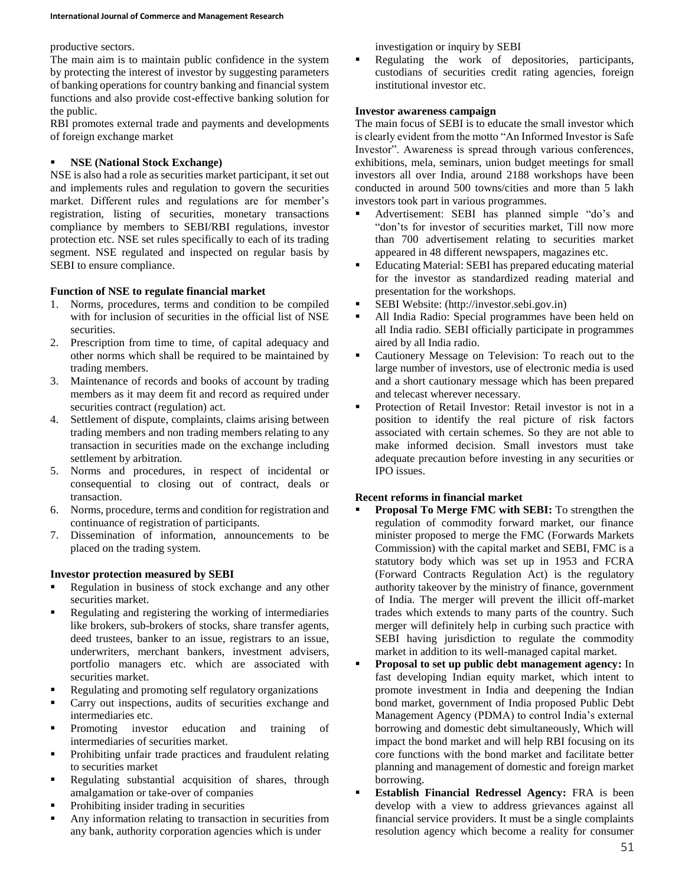productive sectors.

The main aim is to maintain public confidence in the system by protecting the interest of investor by suggesting parameters of banking operations for country banking and financial system functions and also provide cost-effective banking solution for the public.

RBI promotes external trade and payments and developments of foreign exchange market

- **NSE (National Stock Exchange)**

NSE is also had a role as securities market participant, it set out and implements rules and regulation to govern the securities market. Different rules and regulations are for member's registration, listing of securities, monetary transactions compliance by members to SEBI/RBI regulations, investor protection etc. NSE set rules specifically to each of its trading segment. NSE regulated and inspected on regular basis by SEBI to ensure compliance.

**Function of NSE to regulate financial market**

1. Norms, procedures, terms and condition to be compiled with for inclusion of securities in the official list of NSE securities.
2. Prescription from time to time, of capital adequacy and other norms which shall be required to be maintained by trading members.
3. Maintenance of records and books of account by trading members as it may deem fit and record as required under securities contract (regulation) act.
4. Settlement of dispute, complaints, claims arising between trading members and non trading members relating to any transaction in securities made on the exchange including settlement by arbitration.
5. Norms and procedures, in respect of incidental or consequential to closing out of contract, deals or transaction.
6. Norms, procedure, terms and condition for registration and continuance of registration of participants.
7. Dissemination of information, announcements to be placed on the trading system.

**Investor protection measured by SEBI**

- Regulation in business of stock exchange and any other securities market.
- Regulating and registering the working of intermediaries like brokers, sub-brokers of stocks, share transfer agents, deed trustees, banker to an issue, registrars to an issue, underwriters, merchant bankers, investment advisers, portfolio managers etc. which are associated with securities market.
- Regulating and promoting self regulatory organizations
- Carry out inspections, audits of securities exchange and intermediaries etc.
- Promoting investor education and training of intermediaries of securities market.
- Prohibiting unfair trade practices and fraudulent relating to securities market
- Regulating substantial acquisition of shares, through amalgamation or take-over of companies
- Prohibiting insider trading in securities
- Any information relating to transaction in securities from any bank, authority corporation agencies which is under investigation or inquiry by SEBI
- Regulating the work of depositories, participants, custodians of securities credit rating agencies, foreign institutional investor etc.

**Investor awareness campaign**

The main focus of SEBI is to educate the small investor which is clearly evident from the motto "An Informed Investor is Safe Investor". Awareness is spread through various conferences, exhibitions, mela, seminars, union budget meetings for small investors all over India, around 2188 workshops have been conducted in around 500 towns/cities and more than 5 lakh investors took part in various programmes.

- Advertisement: SEBI has planned simple "do's and "don'ts for investor of securities market, Till now more than 700 advertisement relating to securities market appeared in 48 different newspapers, magazines etc.
- Educating Material: SEBI has prepared educating material for the investor as standardized reading material and presentation for the workshops.
- SEBI Website: (http://investor.sebi.gov.in)
- All India Radio: Special programmes have been held on all India radio. SEBI officially participate in programmes aired by all India radio.
- Cautionery Message on Television: To reach out to the large number of investors, use of electronic media is used and a short cautionary message which has been prepared and telecast wherever necessary.
- Protection of Retail Investor: Retail investor is not in a position to identify the real picture of risk factors associated with certain schemes. So they are not able to make informed decision. Small investors must take adequate precaution before investing in any securities or IPO issues.

**Recent reforms in financial market**

- **Proposal To Merge FMC with SEBI:** To strengthen the regulation of commodity forward market, our finance minister proposed to merge the FMC (Forwards Markets Commission) with the capital market and SEBI, FMC is a statutory body which was set up in 1953 and FCRA (Forward Contracts Regulation Act) is the regulatory authority takeover by the ministry of finance, government of India. The merger will prevent the illicit off-market trades which extends to many parts of the country. Such merger will definitely help in curbing such practice with SEBI having jurisdiction to regulate the commodity market in addition to its well-managed capital market.
- **Proposal to set up public debt management agency:** In fast developing Indian equity market, which intent to promote investment in India and deepening the Indian bond market, government of India proposed Public Debt Management Agency (PDMA) to control India's external borrowing and domestic debt simultaneously, Which will impact the bond market and will help RBI focusing on its core functions with the bond market and facilitate better planning and management of domestic and foreign market borrowing.
- **Establish Financial Redressel Agency:** FRA is been develop with a view to address grievances against all financial service providers. It must be a single complaints resolution agency which become a reality for consumer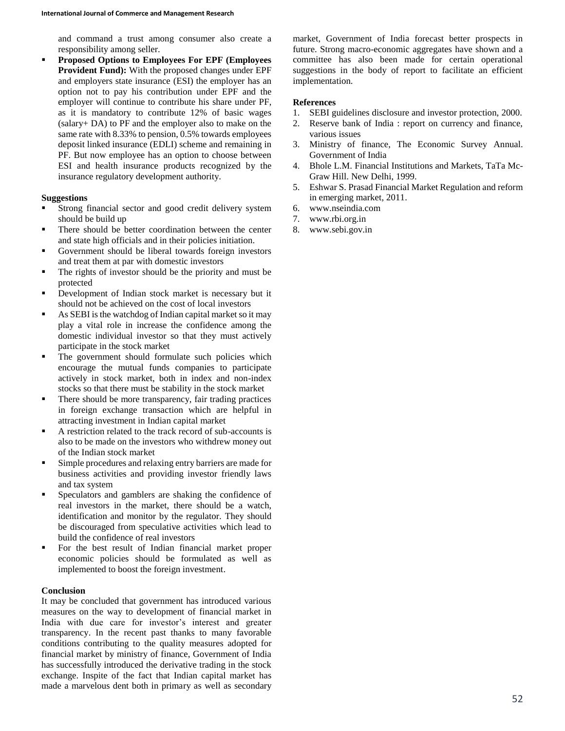and command a trust among consumer also create a responsibility among seller.

- **Proposed Options to Employees For EPF (Employees Provident Fund):** With the proposed changes under EPF and employers state insurance (ESI) the employer has an option not to pay his contribution under EPF and the employer will continue to contribute his share under PF, as it is mandatory to contribute 12% of basic wages (salary+ DA) to PF and the employer also to make on the same rate with 8.33% to pension, 0.5% towards employees deposit linked insurance (EDLI) scheme and remaining in PF. But now employee has an option to choose between ESI and health insurance products recognized by the insurance regulatory development authority.

## Suggestions

- Strong financial sector and good credit delivery system should be build up
- There should be better coordination between the center and state high officials and in their policies initiation.
- Government should be liberal towards foreign investors and treat them at par with domestic investors
- The rights of investor should be the priority and must be protected
- Development of Indian stock market is necessary but it should not be achieved on the cost of local investors
- As SEBI is the watchdog of Indian capital market so it may play a vital role in increase the confidence among the domestic individual investor so that they must actively participate in the stock market
- The government should formulate such policies which encourage the mutual funds companies to participate actively in stock market, both in index and non-index stocks so that there must be stability in the stock market
- There should be more transparency, fair trading practices in foreign exchange transaction which are helpful in attracting investment in Indian capital market
- A restriction related to the track record of sub-accounts is also to be made on the investors who withdrew money out of the Indian stock market
- Simple procedures and relaxing entry barriers are made for business activities and providing investor friendly laws and tax system
- Speculators and gamblers are shaking the confidence of real investors in the market, there should be a watch, identification and monitor by the regulator. They should be discouraged from speculative activities which lead to build the confidence of real investors
- For the best result of Indian financial market proper economic policies should be formulated as well as implemented to boost the foreign investment.

## Conclusion

It may be concluded that government has introduced various measures on the way to development of financial market in India with due care for investor's interest and greater transparency. In the recent past thanks to many favorable conditions contributing to the quality measures adopted for financial market by ministry of finance, Government of India has successfully introduced the derivative trading in the stock exchange. Inspite of the fact that Indian capital market has made a marvelous dent both in primary as well as secondary market, Government of India forecast better prospects in future. Strong macro-economic aggregates have shown and a committee has also been made for certain operational suggestions in the body of report to facilitate an efficient implementation.

## References

1. SEBI guidelines disclosure and investor protection, 2000.
2. Reserve bank of India : report on currency and finance, various issues
3. Ministry of finance, The Economic Survey Annual. Government of India
4. Bhole L.M. Financial Institutions and Markets, TaTa Mc-Graw Hill. New Delhi, 1999.
5. Eshwar S. Prasad Financial Market Regulation and reform in emerging market, 2011.
6. www.nseindia.com
7. www.rbi.org.in
8. www.sebi.gov.in